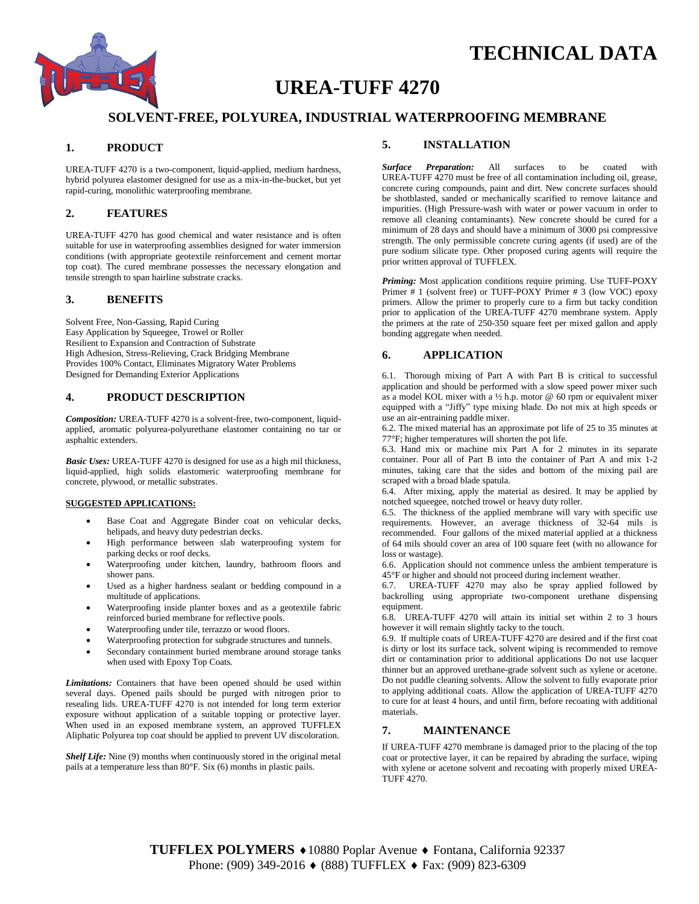# TECHNICAL DATA

# UREA-TUFF 4270

## SOLVENT-FREE, POLYUREA, INDUSTRIAL WATERPROOFING MEMBRANE

### 1. PRODUCT

UREA-TUFF 4270 is a two-component, liquid-applied, medium hardness, hybrid polyurea elastomer designed for use as a mix-in-the-bucket, but yet rapid-curing, monolithic waterproofing membrane.

### 2. FEATURES

UREA-TUFF 4270 has good chemical and water resistance and is often suitable for use in waterproofing assemblies designed for water immersion conditions (with appropriate geotextile reinforcement and cement mortar top coat). The cured membrane possesses the necessary elongation and tensile strength to span hairline substrate cracks.

### 3. BENEFITS

Solvent Free, Non-Gassing, Rapid Curing
Easy Application by Squeegee, Trowel or Roller
Resilient to Expansion and Contraction of Substrate
High Adhesion, Stress-Relieving, Crack Bridging Membrane
Provides 100% Contact, Eliminates Migratory Water Problems
Designed for Demanding Exterior Applications

### 4. PRODUCT DESCRIPTION

***Composition:*** UREA-TUFF 4270 is a solvent-free, two-component, liquid-applied, aromatic polyurea-polyurethane elastomer containing no tar or asphaltic extenders.

***Basic Uses:*** UREA-TUFF 4270 is designed for use as a high mil thickness, liquid-applied, high solids elastomeric waterproofing membrane for concrete, plywood, or metallic substrates.

**SUGGESTED APPLICATIONS:**

- Base Coat and Aggregate Binder coat on vehicular decks, helipads, and heavy duty pedestrian decks.
- High performance between slab waterproofing system for parking decks or roof decks.
- Waterproofing under kitchen, laundry, bathroom floors and shower pans.
- Used as a higher hardness sealant or bedding compound in a multitude of applications.
- Waterproofing inside planter boxes and as a geotextile fabric reinforced buried membrane for reflective pools.
- Waterproofing under tile, terrazzo or wood floors.
- Waterproofing protection for subgrade structures and tunnels.
- Secondary containment buried membrane around storage tanks when used with Epoxy Top Coats.

***Limitations:*** Containers that have been opened should be used within several days. Opened pails should be purged with nitrogen prior to resealing lids. UREA-TUFF 4270 is not intended for long term exterior exposure without application of a suitable topping or protective layer. When used in an exposed membrane system, an approved TUFFLEX Aliphatic Polyurea top coat should be applied to prevent UV discoloration.

***Shelf Life:*** Nine (9) months when continuously stored in the original metal pails at a temperature less than 80°F. Six (6) months in plastic pails.

### 5. INSTALLATION

***Surface Preparation:*** All surfaces to be coated with UREA-TUFF 4270 must be free of all contamination including oil, grease, concrete curing compounds, paint and dirt. New concrete surfaces should be shotblasted, sanded or mechanically scarified to remove laitance and impurities. (High Pressure-wash with water or power vacuum in order to remove all cleaning contaminants). New concrete should be cured for a minimum of 28 days and should have a minimum of 3000 psi compressive strength. The only permissible concrete curing agents (if used) are of the pure sodium silicate type. Other proposed curing agents will require the prior written approval of TUFFLEX.

***Priming:*** Most application conditions require priming. Use TUFF-POXY Primer # 1 (solvent free) or TUFF-POXY Primer # 3 (low VOC) epoxy primers. Allow the primer to properly cure to a firm but tacky condition prior to application of the UREA-TUFF 4270 membrane system. Apply the primers at the rate of 250-350 square feet per mixed gallon and apply bonding aggregate when needed.

### 6. APPLICATION

6.1. Thorough mixing of Part A with Part B is critical to successful application and should be performed with a slow speed power mixer such as a model KOL mixer with a ½ h.p. motor @ 60 rpm or equivalent mixer equipped with a "Jiffy" type mixing blade. Do not mix at high speeds or use an air-entraining paddle mixer.
6.2. The mixed material has an approximate pot life of 25 to 35 minutes at 77°F; higher temperatures will shorten the pot life.
6.3. Hand mix or machine mix Part A for 2 minutes in its separate container. Pour all of Part B into the container of Part A and mix 1-2 minutes, taking care that the sides and bottom of the mixing pail are scraped with a broad blade spatula.
6.4. After mixing, apply the material as desired. It may be applied by notched squeegee, notched trowel or heavy duty roller.
6.5. The thickness of the applied membrane will vary with specific use requirements. However, an average thickness of 32-64 mils is recommended. Four gallons of the mixed material applied at a thickness of 64 mils should cover an area of 100 square feet (with no allowance for loss or wastage).
6.6. Application should not commence unless the ambient temperature is 45°F or higher and should not proceed during inclement weather.
6.7. UREA-TUFF 4270 may also be spray applied followed by backrolling using appropriate two-component urethane dispensing equipment.
6.8. UREA-TUFF 4270 will attain its initial set within 2 to 3 hours however it will remain slightly tacky to the touch.
6.9. If multiple coats of UREA-TUFF 4270 are desired and if the first coat is dirty or lost its surface tack, solvent wiping is recommended to remove dirt or contamination prior to additional applications Do not use lacquer thinner but an approved urethane-grade solvent such as xylene or acetone. Do not puddle cleaning solvents. Allow the solvent to fully evaporate prior to applying additional coats. Allow the application of UREA-TUFF 4270 to cure for at least 4 hours, and until firm, before recoating with additional materials.

### 7. MAINTENANCE

If UREA-TUFF 4270 membrane is damaged prior to the placing of the top coat or protective layer, it can be repaired by abrading the surface, wiping with xylene or acetone solvent and recoating with properly mixed UREA-TUFF 4270.

**TUFFLEX POLYMERS** ♦ 10880 Poplar Avenue ♦ Fontana, California 92337
Phone: (909) 349-2016 ♦ (888) TUFFLEX ♦ Fax: (909) 823-6309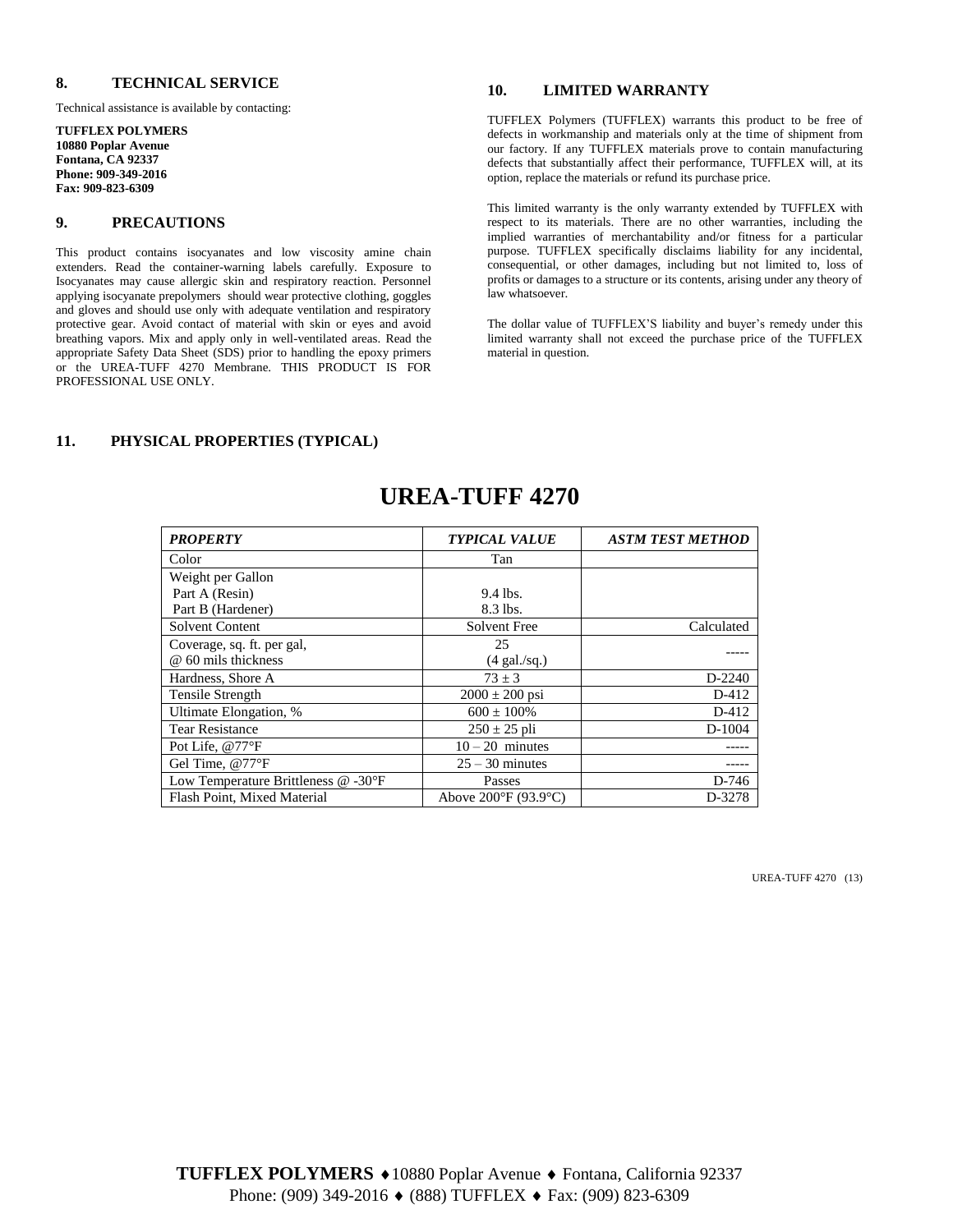## 8. TECHNICAL SERVICE

Technical assistance is available by contacting:

**TUFFLEX POLYMERS**
**10880 Poplar Avenue**
**Fontana, CA 92337**
**Phone: 909-349-2016**
**Fax: 909-823-6309**

## 9. PRECAUTIONS

This product contains isocyanates and low viscosity amine chain extenders. Read the container-warning labels carefully. Exposure to Isocyanates may cause allergic skin and respiratory reaction. Personnel applying isocyanate prepolymers should wear protective clothing, goggles and gloves and should use only with adequate ventilation and respiratory protective gear. Avoid contact of material with skin or eyes and avoid breathing vapors. Mix and apply only in well-ventilated areas. Read the appropriate Safety Data Sheet (SDS) prior to handling the epoxy primers or the UREA-TUFF 4270 Membrane. THIS PRODUCT IS FOR PROFESSIONAL USE ONLY.

## 10. LIMITED WARRANTY

TUFFLEX Polymers (TUFFLEX) warrants this product to be free of defects in workmanship and materials only at the time of shipment from our factory. If any TUFFLEX materials prove to contain manufacturing defects that substantially affect their performance, TUFFLEX will, at its option, replace the materials or refund its purchase price.

This limited warranty is the only warranty extended by TUFFLEX with respect to its materials. There are no other warranties, including the implied warranties of merchantability and/or fitness for a particular purpose. TUFFLEX specifically disclaims liability for any incidental, consequential, or other damages, including but not limited to, loss of profits or damages to a structure or its contents, arising under any theory of law whatsoever.

The dollar value of TUFFLEX'S liability and buyer's remedy under this limited warranty shall not exceed the purchase price of the TUFFLEX material in question.

## 11. PHYSICAL PROPERTIES (TYPICAL)

# UREA-TUFF 4270

| ***PROPERTY*** | ***TYPICAL VALUE*** | ***ASTM TEST METHOD*** |
|---|---|---|
| Color | Tan | |
| Weight per Gallon<br>Part A (Resin)<br>Part B (Hardener) | <br>9.4 lbs.<br>8.3 lbs. | |
| Solvent Content | Solvent Free | Calculated |
| Coverage, sq. ft. per gal, @ 60 mils thickness | 25<br>(4 gal./sq.) | ----- |
| Hardness, Shore A | 73 ± 3 | D-2240 |
| Tensile Strength | 2000 ± 200 psi | D-412 |
| Ultimate Elongation, % | 600 ± 100% | D-412 |
| Tear Resistance | 250 ± 25 pli | D-1004 |
| Pot Life, @77°F | 10 – 20 minutes | ----- |
| Gel Time, @77°F | 25 – 30 minutes | ----- |
| Low Temperature Brittleness @ -30°F | Passes | D-746 |
| Flash Point, Mixed Material | Above 200°F (93.9°C) | D-3278 |

UREA-TUFF 4270 (13)

**TUFFLEX POLYMERS** ♦ 10880 Poplar Avenue ♦ Fontana, California 92337
Phone: (909) 349-2016 ♦ (888) TUFFLEX ♦ Fax: (909) 823-6309